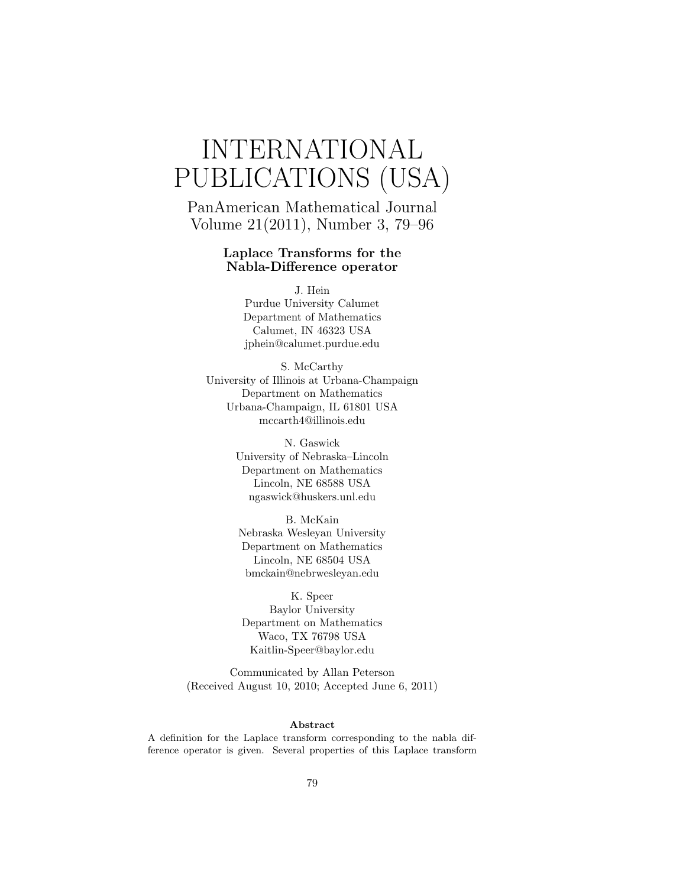# INTERNATIONAL PUBLICATIONS (USA)

PanAmerican Mathematical Journal
Volume 21(2011), Number 3, 79–96

## Laplace Transforms for the Nabla-Difference operator

J. Hein
Purdue University Calumet
Department of Mathematics
Calumet, IN 46323 USA
jphein@calumet.purdue.edu

S. McCarthy
University of Illinois at Urbana-Champaign
Department on Mathematics
Urbana-Champaign, IL 61801 USA
mccarth4@illinois.edu

N. Gaswick
University of Nebraska–Lincoln
Department on Mathematics
Lincoln, NE 68588 USA
ngaswick@huskers.unl.edu

B. McKain
Nebraska Wesleyan University
Department on Mathematics
Lincoln, NE 68504 USA
bmckain@nebrwesleyan.edu

K. Speer
Baylor University
Department on Mathematics
Waco, TX 76798 USA
Kaitlin-Speer@baylor.edu

Communicated by Allan Peterson
(Received August 10, 2010; Accepted June 6, 2011)

**Abstract**

A definition for the Laplace transform corresponding to the nabla difference operator is given. Several properties of this Laplace transform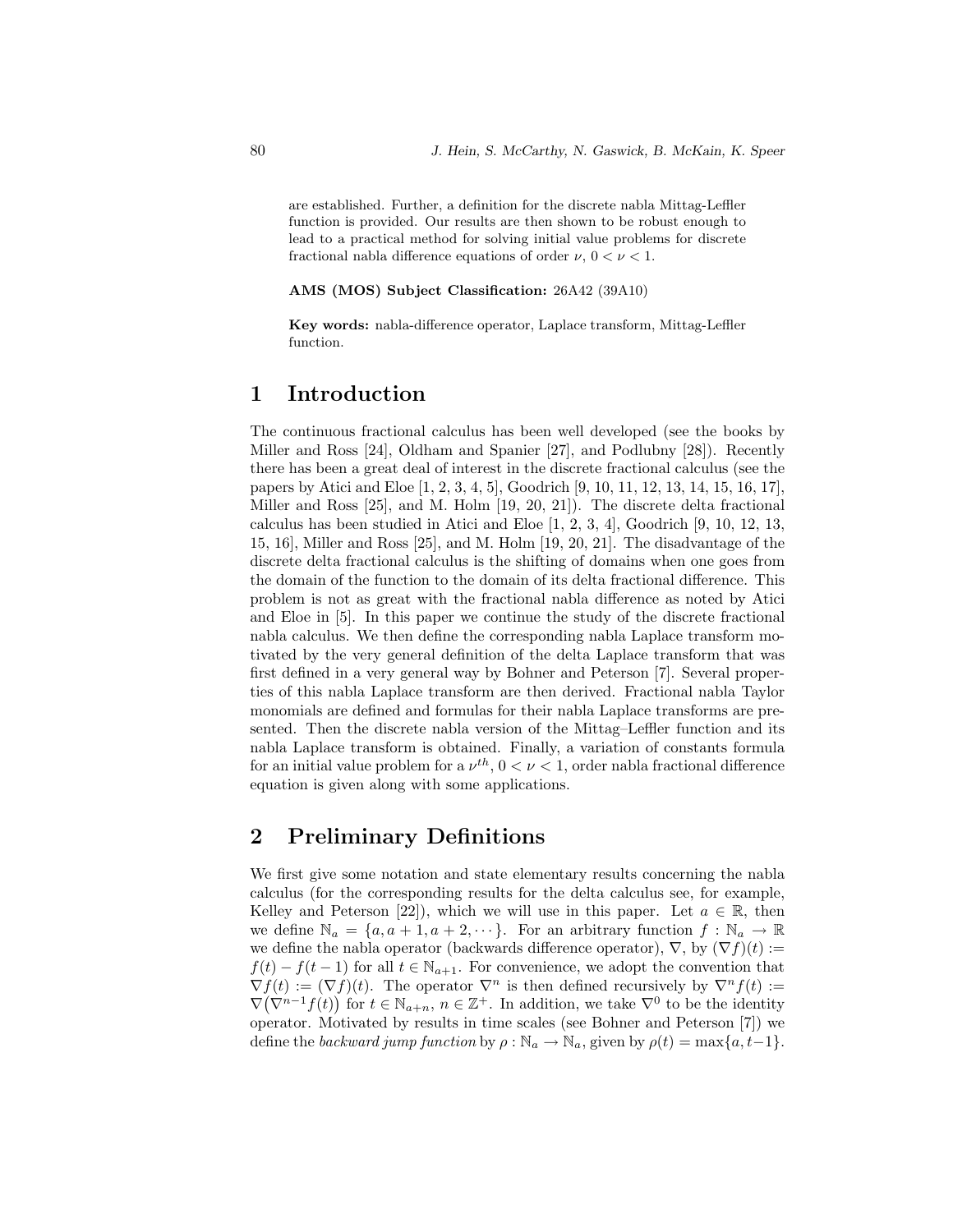are established. Further, a definition for the discrete nabla Mittag-Leffler function is provided. Our results are then shown to be robust enough to lead to a practical method for solving initial value problems for discrete fractional nabla difference equations of order $\nu$, $0 < \nu < 1$.

**AMS (MOS) Subject Classification:** 26A42 (39A10)

**Key words:** nabla-difference operator, Laplace transform, Mittag-Leffler function.

# 1 Introduction

The continuous fractional calculus has been well developed (see the books by Miller and Ross [24], Oldham and Spanier [27], and Podlubny [28]). Recently there has been a great deal of interest in the discrete fractional calculus (see the papers by Atici and Eloe [1, 2, 3, 4, 5], Goodrich [9, 10, 11, 12, 13, 14, 15, 16, 17], Miller and Ross [25], and M. Holm [19, 20, 21]). The discrete delta fractional calculus has been studied in Atici and Eloe [1, 2, 3, 4], Goodrich [9, 10, 12, 13, 15, 16], Miller and Ross [25], and M. Holm [19, 20, 21]. The disadvantage of the discrete delta fractional calculus is the shifting of domains when one goes from the domain of the function to the domain of its delta fractional difference. This problem is not as great with the fractional nabla difference as noted by Atici and Eloe in [5]. In this paper we continue the study of the discrete fractional nabla calculus. We then define the corresponding nabla Laplace transform motivated by the very general definition of the delta Laplace transform that was first defined in a very general way by Bohner and Peterson [7]. Several properties of this nabla Laplace transform are then derived. Fractional nabla Taylor monomials are defined and formulas for their nabla Laplace transforms are presented. Then the discrete nabla version of the Mittag–Leffler function and its nabla Laplace transform is obtained. Finally, a variation of constants formula for an initial value problem for a $\nu^{th}$, $0 < \nu < 1$, order nabla fractional difference equation is given along with some applications.

# 2 Preliminary Definitions

We first give some notation and state elementary results concerning the nabla calculus (for the corresponding results for the delta calculus see, for example, Kelley and Peterson [22]), which we will use in this paper. Let $a \in \mathbb{R}$, then we define $\mathbb{N}_a = \{a, a+1, a+2, \cdots\}$. For an arbitrary function $f : \mathbb{N}_a \to \mathbb{R}$ we define the nabla operator (backwards difference operator), $\nabla$, by $(\nabla f)(t) := f(t) - f(t-1)$ for all $t \in \mathbb{N}_{a+1}$. For convenience, we adopt the convention that $\nabla f(t) := (\nabla f)(t)$. The operator $\nabla^n$ is then defined recursively by $\nabla^n f(t) := \nabla\big(\nabla^{n-1} f(t)\big)$ for $t \in \mathbb{N}_{a+n}$, $n \in \mathbb{Z}^+$. In addition, we take $\nabla^0$ to be the identity operator. Motivated by results in time scales (see Bohner and Peterson [7]) we define the *backward jump function* by $\rho : \mathbb{N}_a \to \mathbb{N}_a$, given by $\rho(t) = \max\{a, t-1\}$.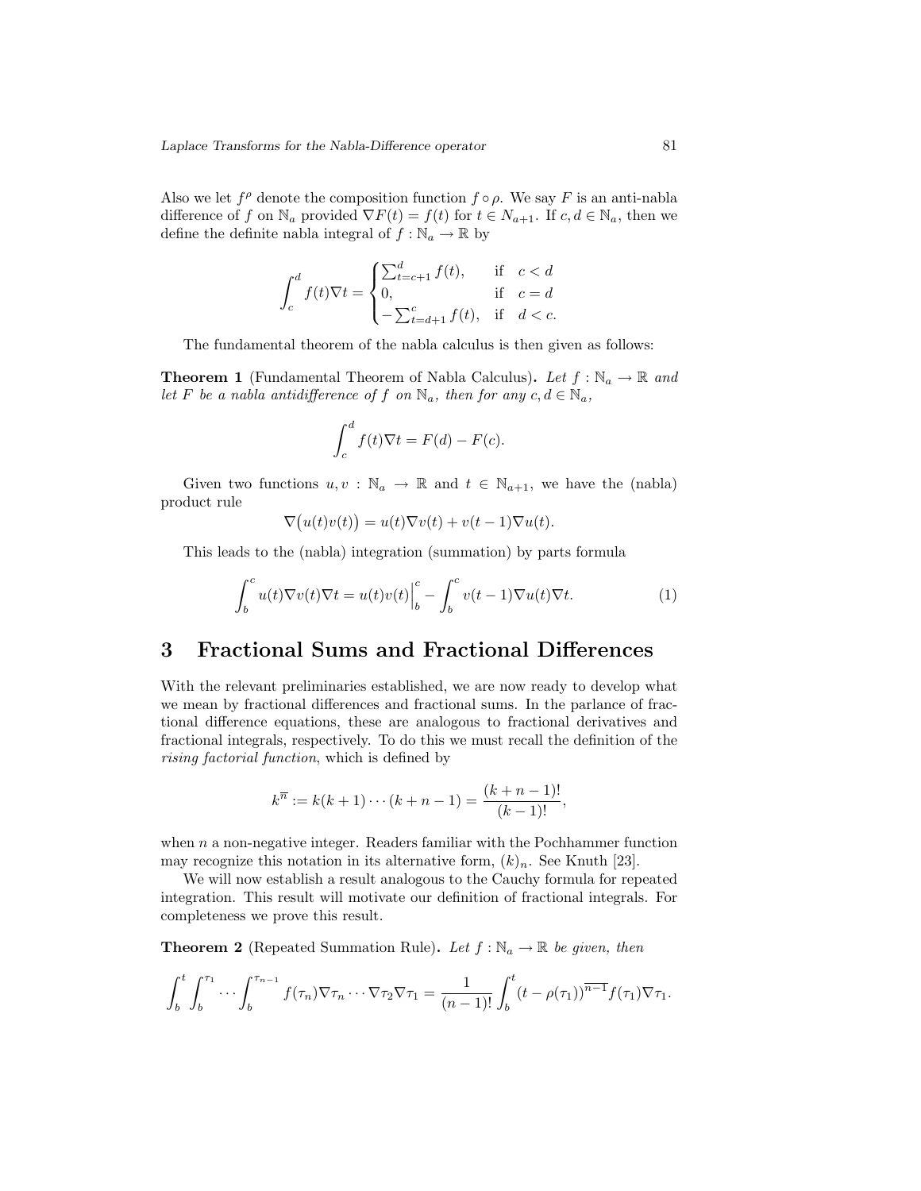Also we let $f^\rho$ denote the composition function $f \circ \rho$. We say $F$ is an anti-nabla difference of $f$ on $\mathbb{N}_a$ provided $\nabla F(t) = f(t)$ for $t \in N_{a+1}$. If $c, d \in \mathbb{N}_a$, then we define the definite nabla integral of $f : \mathbb{N}_a \to \mathbb{R}$ by

$$\int_c^d f(t)\nabla t = \begin{cases} \sum_{t=c+1}^d f(t), & \text{if} \quad c < d \\ 0, & \text{if} \quad c = d \\ -\sum_{t=d+1}^c f(t), & \text{if} \quad d < c. \end{cases}$$

The fundamental theorem of the nabla calculus is then given as follows:

**Theorem 1** (Fundamental Theorem of Nabla Calculus). *Let $f : \mathbb{N}_a \to \mathbb{R}$ and let $F$ be a nabla antidifference of $f$ on $\mathbb{N}_a$, then for any $c, d \in \mathbb{N}_a$,*

$$\int_c^d f(t)\nabla t = F(d) - F(c).$$

Given two functions $u, v : \mathbb{N}_a \to \mathbb{R}$ and $t \in \mathbb{N}_{a+1}$, we have the (nabla) product rule

$$\nabla\big(u(t)v(t)\big) = u(t)\nabla v(t) + v(t-1)\nabla u(t).$$

This leads to the (nabla) integration (summation) by parts formula

$$\int_b^c u(t)\nabla v(t)\nabla t = u(t)v(t)\Big|_b^c - \int_b^c v(t-1)\nabla u(t)\nabla t. \tag{1}$$

# 3 Fractional Sums and Fractional Differences

With the relevant preliminaries established, we are now ready to develop what we mean by fractional differences and fractional sums. In the parlance of fractional difference equations, these are analogous to fractional derivatives and fractional integrals, respectively. To do this we must recall the definition of the *rising factorial function*, which is defined by

$$k^{\overline{n}} := k(k+1)\cdots(k+n-1) = \frac{(k+n-1)!}{(k-1)!},$$

when $n$ a non-negative integer. Readers familiar with the Pochhammer function may recognize this notation in its alternative form, $(k)_n$. See Knuth [23].

We will now establish a result analogous to the Cauchy formula for repeated integration. This result will motivate our definition of fractional integrals. For completeness we prove this result.

**Theorem 2** (Repeated Summation Rule). *Let $f : \mathbb{N}_a \to \mathbb{R}$ be given, then*

$$\int_b^t \int_b^{\tau_1} \cdots \int_b^{\tau_{n-1}} f(\tau_n)\nabla\tau_n \cdots \nabla\tau_2\nabla\tau_1 = \frac{1}{(n-1)!}\int_b^t (t-\rho(\tau_1))^{\overline{n-1}} f(\tau_1)\nabla\tau_1.$$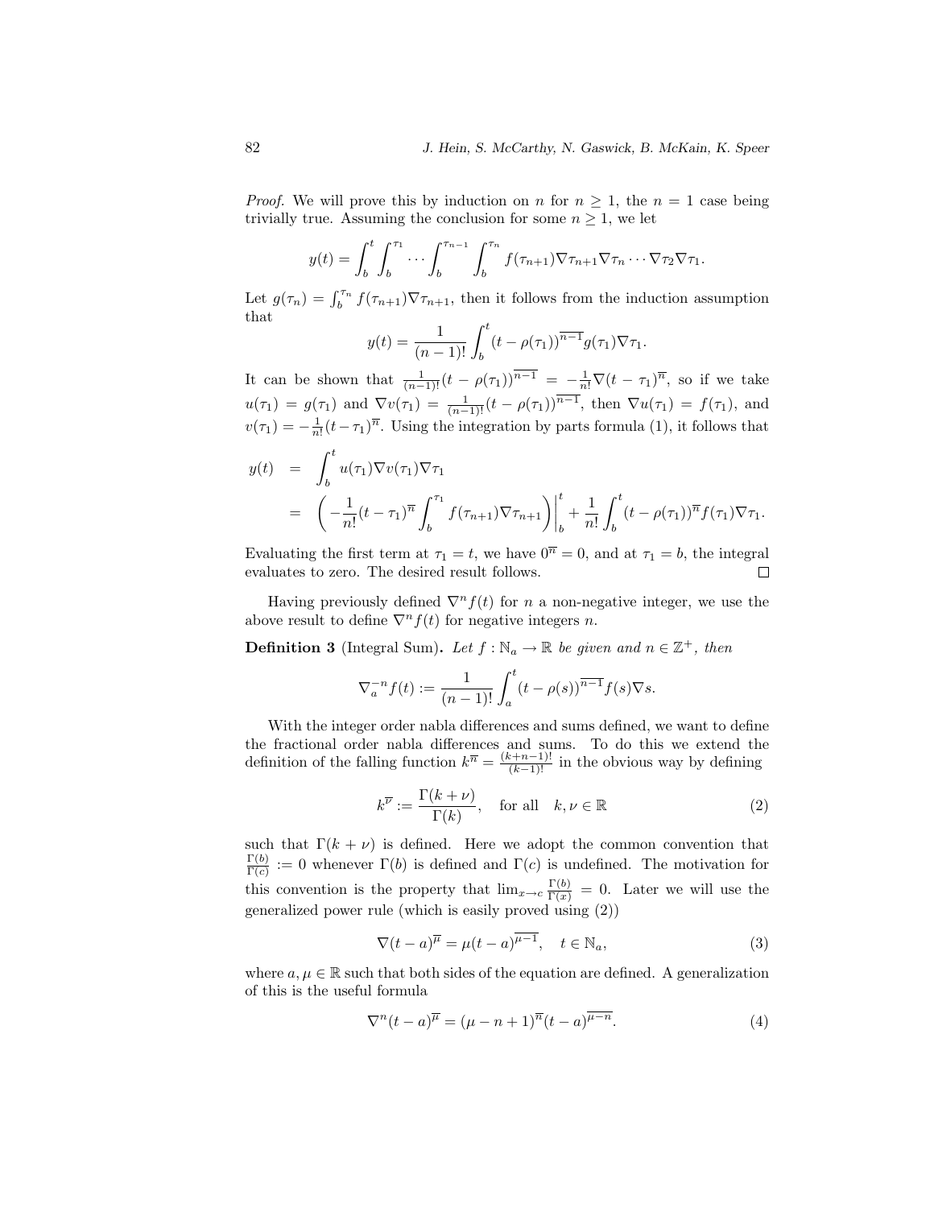*Proof.* We will prove this by induction on $n$ for $n \geq 1$, the $n = 1$ case being trivially true. Assuming the conclusion for some $n \geq 1$, we let

$$y(t) = \int_b^t \int_b^{\tau_1} \cdots \int_b^{\tau_{n-1}} \int_b^{\tau_n} f(\tau_{n+1}) \nabla \tau_{n+1} \nabla \tau_n \cdots \nabla \tau_2 \nabla \tau_1.$$

Let $g(\tau_n) = \int_b^{\tau_n} f(\tau_{n+1}) \nabla \tau_{n+1}$, then it follows from the induction assumption that

$$y(t) = \frac{1}{(n-1)!} \int_b^t (t - \rho(\tau_1))^{\overline{n-1}} g(\tau_1) \nabla \tau_1.$$

It can be shown that $\frac{1}{(n-1)!}(t - \rho(\tau_1))^{\overline{n-1}} = -\frac{1}{n!} \nabla (t - \tau_1)^{\overline{n}}$, so if we take $u(\tau_1) = g(\tau_1)$ and $\nabla v(\tau_1) = \frac{1}{(n-1)!}(t - \rho(\tau_1))^{\overline{n-1}}$, then $\nabla u(\tau_1) = f(\tau_1)$, and $v(\tau_1) = -\frac{1}{n!}(t - \tau_1)^{\overline{n}}$. Using the integration by parts formula (1), it follows that

$$\begin{aligned} y(t) &= \int_b^t u(\tau_1) \nabla v(\tau_1) \nabla \tau_1 \\ &= \left( -\frac{1}{n!}(t - \tau_1)^{\overline{n}} \int_b^{\tau_1} f(\tau_{n+1}) \nabla \tau_{n+1} \right) \Bigg|_b^t + \frac{1}{n!} \int_b^t (t - \rho(\tau_1))^{\overline{n}} f(\tau_1) \nabla \tau_1. \end{aligned}$$

Evaluating the first term at $\tau_1 = t$, we have $0^{\overline{n}} = 0$, and at $\tau_1 = b$, the integral evaluates to zero. The desired result follows. □

Having previously defined $\nabla^n f(t)$ for $n$ a non-negative integer, we use the above result to define $\nabla^n f(t)$ for negative integers $n$.

**Definition 3** (Integral Sum)**.** *Let $f : \mathbb{N}_a \to \mathbb{R}$ be given and $n \in \mathbb{Z}^+$, then*

$$\nabla_a^{-n} f(t) := \frac{1}{(n-1)!} \int_a^t (t - \rho(s))^{\overline{n-1}} f(s) \nabla s.$$

With the integer order nabla differences and sums defined, we want to define the fractional order nabla differences and sums. To do this we extend the definition of the falling function $k^{\overline{n}} = \frac{(k+n-1)!}{(k-1)!}$ in the obvious way by defining

$$k^{\overline{\nu}} := \frac{\Gamma(k + \nu)}{\Gamma(k)}, \quad \text{for all} \quad k, \nu \in \mathbb{R} \tag{2}$$

such that $\Gamma(k + \nu)$ is defined. Here we adopt the common convention that $\frac{\Gamma(b)}{\Gamma(c)} := 0$ whenever $\Gamma(b)$ is defined and $\Gamma(c)$ is undefined. The motivation for this convention is the property that $\lim_{x \to c} \frac{\Gamma(b)}{\Gamma(x)} = 0$. Later we will use the generalized power rule (which is easily proved using (2))

$$\nabla (t - a)^{\overline{\mu}} = \mu (t - a)^{\overline{\mu - 1}}, \quad t \in \mathbb{N}_a, \tag{3}$$

where $a, \mu \in \mathbb{R}$ such that both sides of the equation are defined. A generalization of this is the useful formula

$$\nabla^n (t - a)^{\overline{\mu}} = (\mu - n + 1)^{\overline{n}} (t - a)^{\overline{\mu - n}}. \tag{4}$$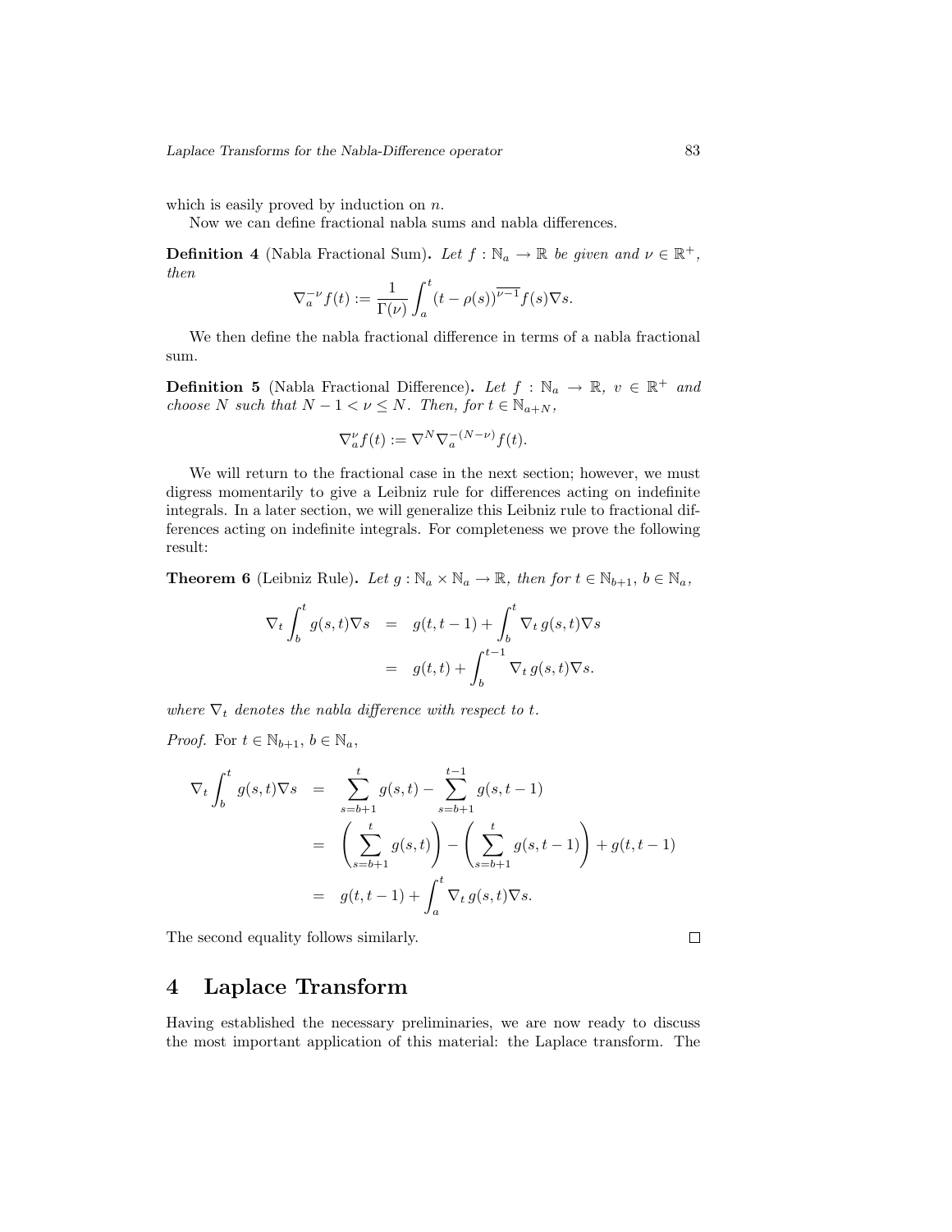which is easily proved by induction on $n$.

Now we can define fractional nabla sums and nabla differences.

**Definition 4** (Nabla Fractional Sum). *Let $f : \mathbb{N}_a \to \mathbb{R}$ be given and $\nu \in \mathbb{R}^+$, then*

$$\nabla_a^{-\nu} f(t) := \frac{1}{\Gamma(\nu)} \int_a^t (t - \rho(s))^{\overline{\nu-1}} f(s) \nabla s.$$

We then define the nabla fractional difference in terms of a nabla fractional sum.

**Definition 5** (Nabla Fractional Difference). *Let $f : \mathbb{N}_a \to \mathbb{R}$, $v \in \mathbb{R}^+$ and choose $N$ such that $N - 1 < \nu \leq N$. Then, for $t \in \mathbb{N}_{a+N}$,*

$$\nabla_a^{\nu} f(t) := \nabla^N \nabla_a^{-(N-\nu)} f(t).$$

We will return to the fractional case in the next section; however, we must digress momentarily to give a Leibniz rule for differences acting on indefinite integrals. In a later section, we will generalize this Leibniz rule to fractional differences acting on indefinite integrals. For completeness we prove the following result:

**Theorem 6** (Leibniz Rule). *Let $g : \mathbb{N}_a \times \mathbb{N}_a \to \mathbb{R}$, then for $t \in \mathbb{N}_{b+1}$, $b \in \mathbb{N}_a$,*

$$\begin{aligned}
\nabla_t \int_b^t g(s,t) \nabla s &= g(t, t-1) + \int_b^t \nabla_t \, g(s,t) \nabla s \\
&= g(t,t) + \int_b^{t-1} \nabla_t \, g(s,t) \nabla s.
\end{aligned}$$

*where $\nabla_t$ denotes the nabla difference with respect to $t$.*

*Proof.* For $t \in \mathbb{N}_{b+1}$, $b \in \mathbb{N}_a$,

$$\begin{aligned}
\nabla_t \int_b^t g(s,t) \nabla s &= \sum_{s=b+1}^{t} g(s,t) - \sum_{s=b+1}^{t-1} g(s, t-1) \\
&= \left( \sum_{s=b+1}^{t} g(s,t) \right) - \left( \sum_{s=b+1}^{t} g(s, t-1) \right) + g(t, t-1) \\
&= g(t, t-1) + \int_a^t \nabla_t \, g(s,t) \nabla s.
\end{aligned}$$

The second equality follows similarly. $\square$

# 4 Laplace Transform

Having established the necessary preliminaries, we are now ready to discuss the most important application of this material: the Laplace transform. The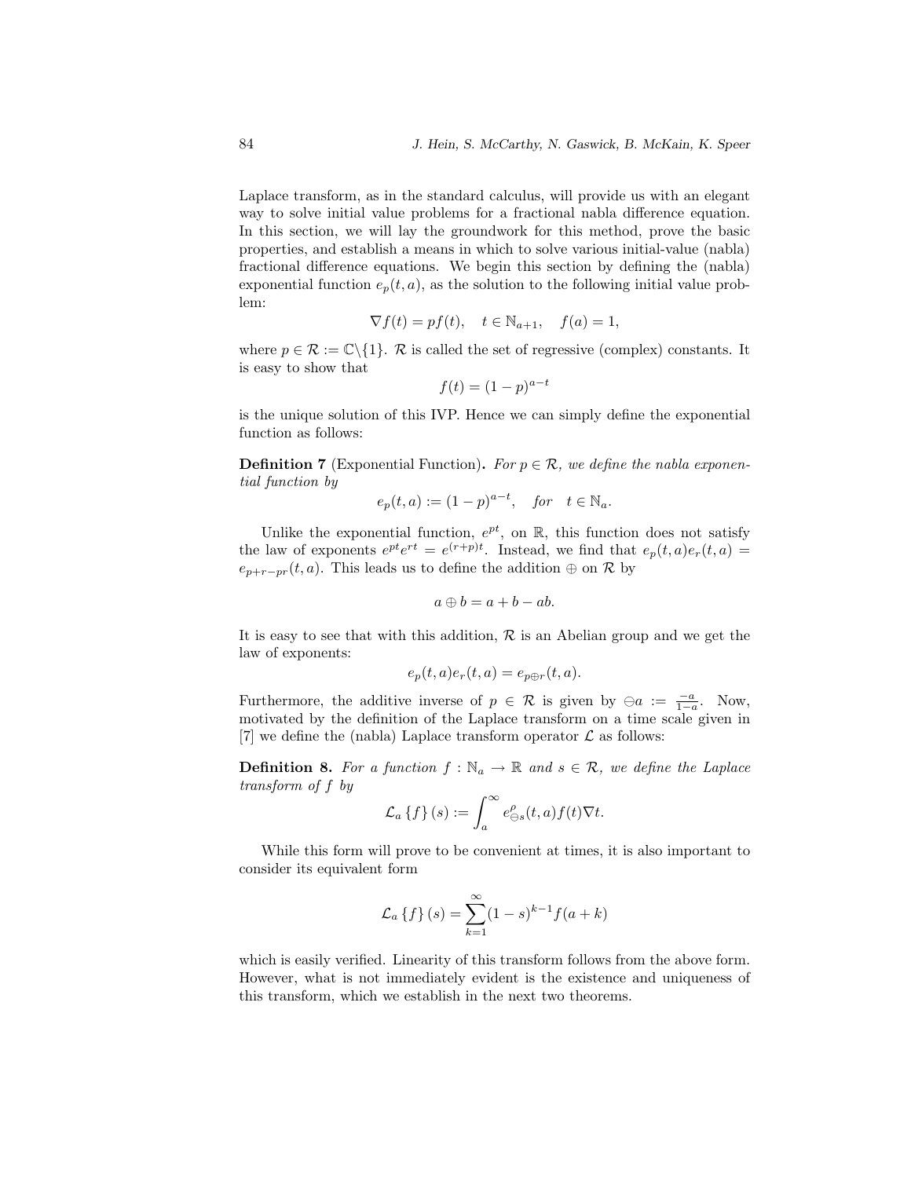Laplace transform, as in the standard calculus, will provide us with an elegant way to solve initial value problems for a fractional nabla difference equation. In this section, we will lay the groundwork for this method, prove the basic properties, and establish a means in which to solve various initial-value (nabla) fractional difference equations. We begin this section by defining the (nabla) exponential function $e_p(t,a)$, as the solution to the following initial value problem:

$$\nabla f(t) = pf(t), \quad t \in \mathbb{N}_{a+1}, \quad f(a) = 1,$$

where $p \in \mathcal{R} := \mathbb{C}\backslash\{1\}$. $\mathcal{R}$ is called the set of regressive (complex) constants. It is easy to show that

$$f(t) = (1-p)^{a-t}$$

is the unique solution of this IVP. Hence we can simply define the exponential function as follows:

**Definition 7** (Exponential Function)**.** *For $p \in \mathcal{R}$, we define the nabla exponential function by*

$$e_p(t,a) := (1-p)^{a-t}, \quad for \quad t \in \mathbb{N}_a.$$

Unlike the exponential function, $e^{pt}$, on $\mathbb{R}$, this function does not satisfy the law of exponents $e^{pt}e^{rt} = e^{(r+p)t}$. Instead, we find that $e_p(t,a)e_r(t,a) = e_{p+r-pr}(t,a)$. This leads us to define the addition $\oplus$ on $\mathcal{R}$ by

$$a \oplus b = a + b - ab.$$

It is easy to see that with this addition, $\mathcal{R}$ is an Abelian group and we get the law of exponents:

$$e_p(t,a)e_r(t,a) = e_{p\oplus r}(t,a).$$

Furthermore, the additive inverse of $p \in \mathcal{R}$ is given by $\ominus a := \frac{-a}{1-a}$. Now, motivated by the definition of the Laplace transform on a time scale given in [7] we define the (nabla) Laplace transform operator $\mathcal{L}$ as follows:

**Definition 8.** *For a function $f : \mathbb{N}_a \to \mathbb{R}$ and $s \in \mathcal{R}$, we define the Laplace transform of $f$ by*

$$\mathcal{L}_a\left\{f\right\}(s) := \int_a^\infty e^\rho_{\ominus s}(t,a)f(t)\nabla t.$$

While this form will prove to be convenient at times, it is also important to consider its equivalent form

$$\mathcal{L}_a\left\{f\right\}(s) = \sum_{k=1}^{\infty}(1-s)^{k-1}f(a+k)$$

which is easily verified. Linearity of this transform follows from the above form. However, what is not immediately evident is the existence and uniqueness of this transform, which we establish in the next two theorems.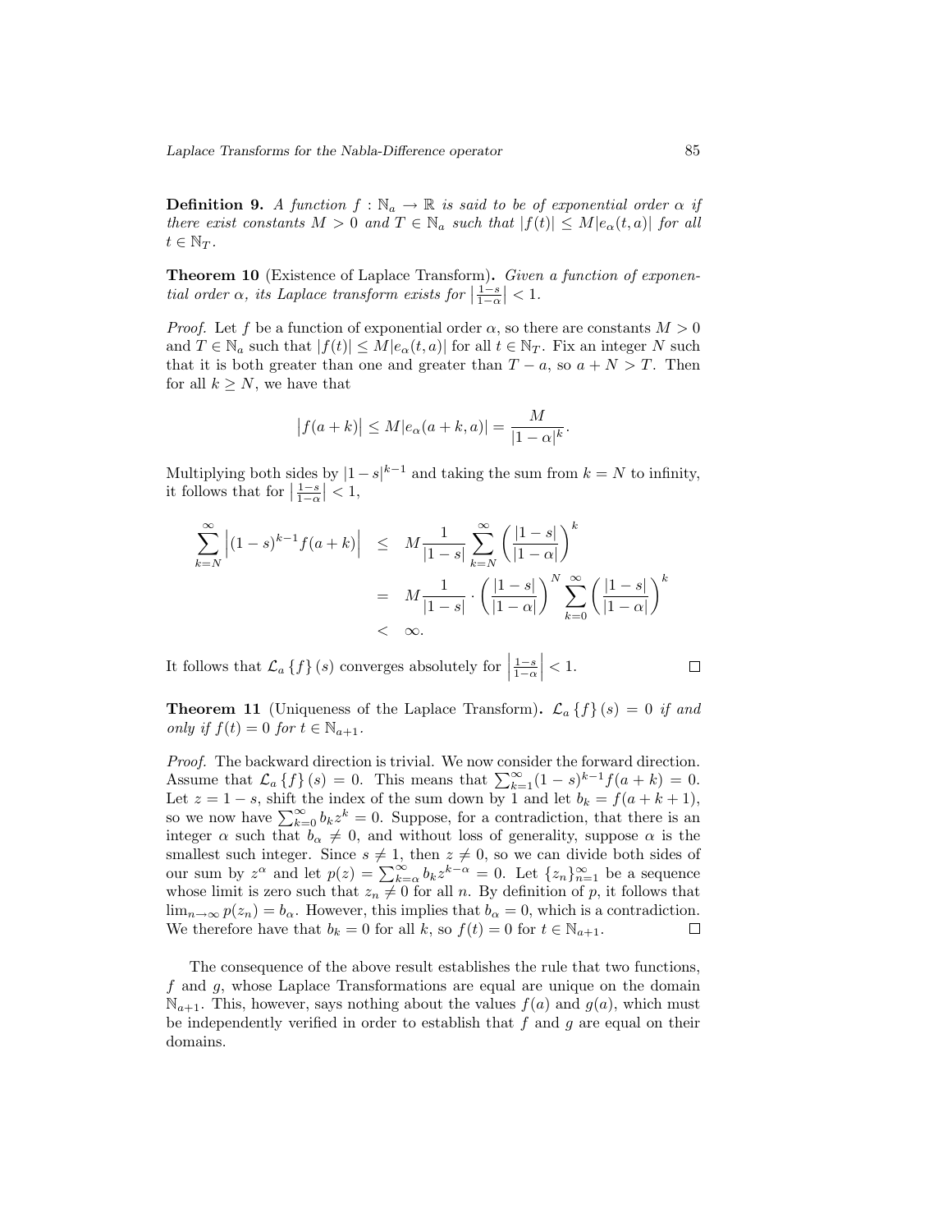**Definition 9.** *A function $f : \mathbb{N}_a \to \mathbb{R}$ is said to be of exponential order $\alpha$ if there exist constants $M > 0$ and $T \in \mathbb{N}_a$ such that $|f(t)| \leq M|e_\alpha(t, a)|$ for all $t \in \mathbb{N}_T$.*

**Theorem 10** (Existence of Laplace Transform)**.** *Given a function of exponential order $\alpha$, its Laplace transform exists for $\left|\frac{1-s}{1-\alpha}\right| < 1$.*

*Proof.* Let $f$ be a function of exponential order $\alpha$, so there are constants $M > 0$ and $T \in \mathbb{N}_a$ such that $|f(t)| \leq M|e_\alpha(t, a)|$ for all $t \in \mathbb{N}_T$. Fix an integer $N$ such that it is both greater than one and greater than $T - a$, so $a + N > T$. Then for all $k \geq N$, we have that

$$\left|f(a+k)\right| \leq M|e_\alpha(a+k, a)| = \frac{M}{|1-\alpha|^k}.$$

Multiplying both sides by $|1-s|^{k-1}$ and taking the sum from $k = N$ to infinity, it follows that for $\left|\frac{1-s}{1-\alpha}\right| < 1$,

$$\begin{aligned}
\sum_{k=N}^{\infty} \left|(1-s)^{k-1} f(a+k)\right| &\leq M \frac{1}{|1-s|} \sum_{k=N}^{\infty} \left(\frac{|1-s|}{|1-\alpha|}\right)^k \\
&= M \frac{1}{|1-s|} \cdot \left(\frac{|1-s|}{|1-\alpha|}\right)^N \sum_{k=0}^{\infty} \left(\frac{|1-s|}{|1-\alpha|}\right)^k \\
&< \infty.
\end{aligned}$$

It follows that $\mathcal{L}_a\{f\}(s)$ converges absolutely for $\left|\frac{1-s}{1-\alpha}\right| < 1$. ∎

**Theorem 11** (Uniqueness of the Laplace Transform)**.** *$\mathcal{L}_a\{f\}(s) = 0$ if and only if $f(t) = 0$ for $t \in \mathbb{N}_{a+1}$.*

*Proof.* The backward direction is trivial. We now consider the forward direction. Assume that $\mathcal{L}_a\{f\}(s) = 0$. This means that $\sum_{k=1}^{\infty}(1-s)^{k-1} f(a+k) = 0$. Let $z = 1 - s$, shift the index of the sum down by 1 and let $b_k = f(a+k+1)$, so we now have $\sum_{k=0}^{\infty} b_k z^k = 0$. Suppose, for a contradiction, that there is an integer $\alpha$ such that $b_\alpha \neq 0$, and without loss of generality, suppose $\alpha$ is the smallest such integer. Since $s \neq 1$, then $z \neq 0$, so we can divide both sides of our sum by $z^\alpha$ and let $p(z) = \sum_{k=\alpha}^{\infty} b_k z^{k-\alpha} = 0$. Let $\{z_n\}_{n=1}^{\infty}$ be a sequence whose limit is zero such that $z_n \neq 0$ for all $n$. By definition of $p$, it follows that $\lim_{n\to\infty} p(z_n) = b_\alpha$. However, this implies that $b_\alpha = 0$, which is a contradiction. We therefore have that $b_k = 0$ for all $k$, so $f(t) = 0$ for $t \in \mathbb{N}_{a+1}$. ∎

The consequence of the above result establishes the rule that two functions, $f$ and $g$, whose Laplace Transformations are equal are unique on the domain $\mathbb{N}_{a+1}$. This, however, says nothing about the values $f(a)$ and $g(a)$, which must be independently verified in order to establish that $f$ and $g$ are equal on their domains.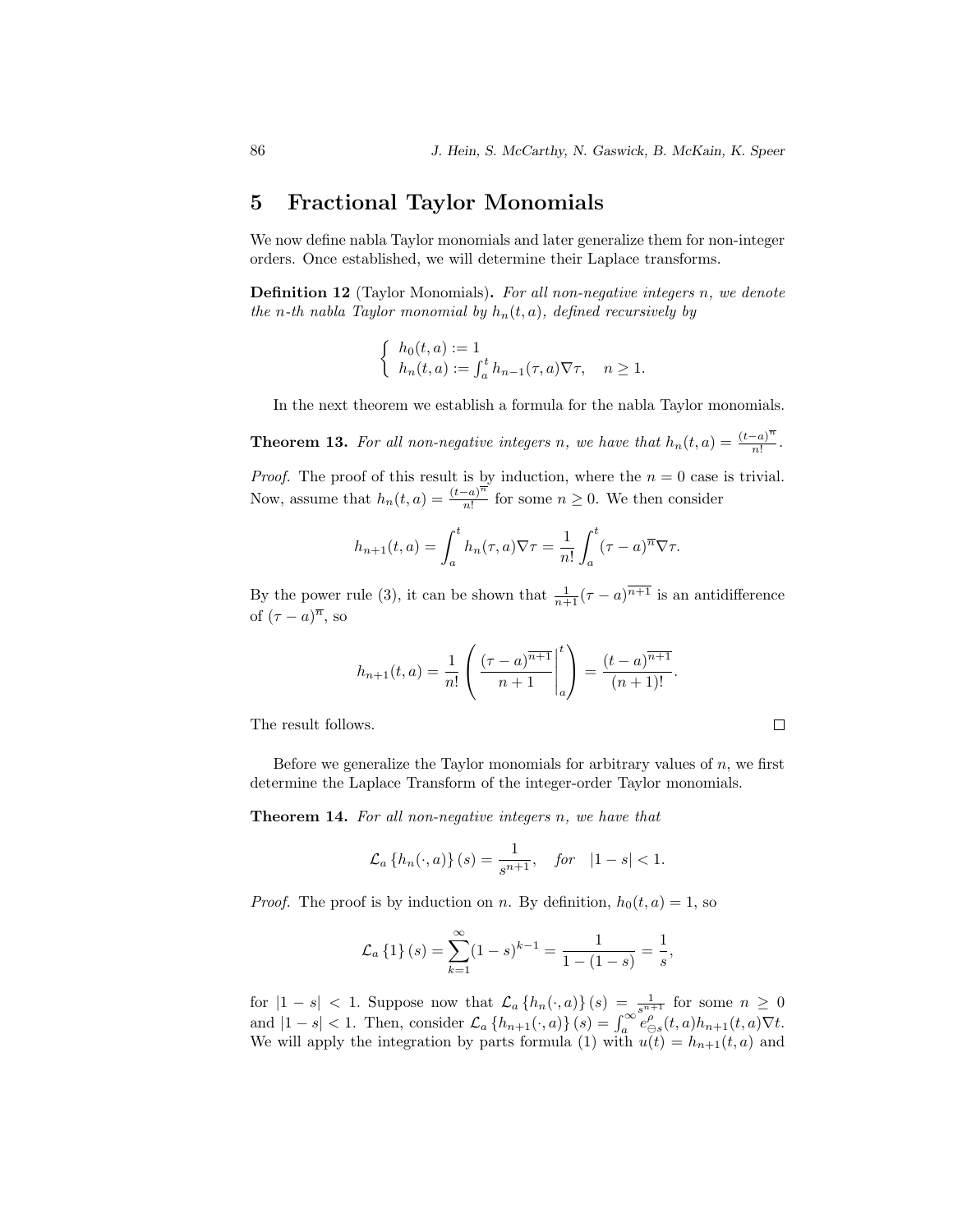## 5 Fractional Taylor Monomials

We now define nabla Taylor monomials and later generalize them for non-integer orders. Once established, we will determine their Laplace transforms.

**Definition 12** (Taylor Monomials)**.** *For all non-negative integers $n$, we denote the $n$-th nabla Taylor monomial by $h_n(t,a)$, defined recursively by*

$$\begin{cases} h_0(t,a) := 1 \\ h_n(t,a) := \int_a^t h_{n-1}(\tau,a)\nabla\tau, \quad n \geq 1. \end{cases}$$

In the next theorem we establish a formula for the nabla Taylor monomials.

**Theorem 13.** *For all non-negative integers $n$, we have that $h_n(t,a) = \frac{(t-a)^{\overline{n}}}{n!}$.*

*Proof.* The proof of this result is by induction, where the $n = 0$ case is trivial. Now, assume that $h_n(t,a) = \frac{(t-a)^{\overline{n}}}{n!}$ for some $n \geq 0$. We then consider

$$h_{n+1}(t,a) = \int_a^t h_n(\tau,a)\nabla\tau = \frac{1}{n!}\int_a^t (\tau-a)^{\overline{n}}\nabla\tau.$$

By the power rule (3), it can be shown that $\frac{1}{n+1}(\tau-a)^{\overline{n+1}}$ is an antidifference of $(\tau-a)^{\overline{n}}$, so

$$h_{n+1}(t,a) = \frac{1}{n!}\left(\left.\frac{(\tau-a)^{\overline{n+1}}}{n+1}\right|_a^t\right) = \frac{(t-a)^{\overline{n+1}}}{(n+1)!}.$$

The result follows. $\square$

Before we generalize the Taylor monomials for arbitrary values of $n$, we first determine the Laplace Transform of the integer-order Taylor monomials.

**Theorem 14.** *For all non-negative integers $n$, we have that*

$$\mathcal{L}_a\{h_n(\cdot,a)\}(s) = \frac{1}{s^{n+1}}, \quad \textit{for} \quad |1-s| < 1.$$

*Proof.* The proof is by induction on $n$. By definition, $h_0(t,a) = 1$, so

$$\mathcal{L}_a\{1\}(s) = \sum_{k=1}^{\infty}(1-s)^{k-1} = \frac{1}{1-(1-s)} = \frac{1}{s},$$

for $|1-s| < 1$. Suppose now that $\mathcal{L}_a\{h_n(\cdot,a)\}(s) = \frac{1}{s^{n+1}}$ for some $n \geq 0$ and $|1-s| < 1$. Then, consider $\mathcal{L}_a\{h_{n+1}(\cdot,a)\}(s) = \int_a^\infty e^{\rho}_{\ominus s}(t,a)h_{n+1}(t,a)\nabla t$. We will apply the integration by parts formula (1) with $u(t) = h_{n+1}(t,a)$ and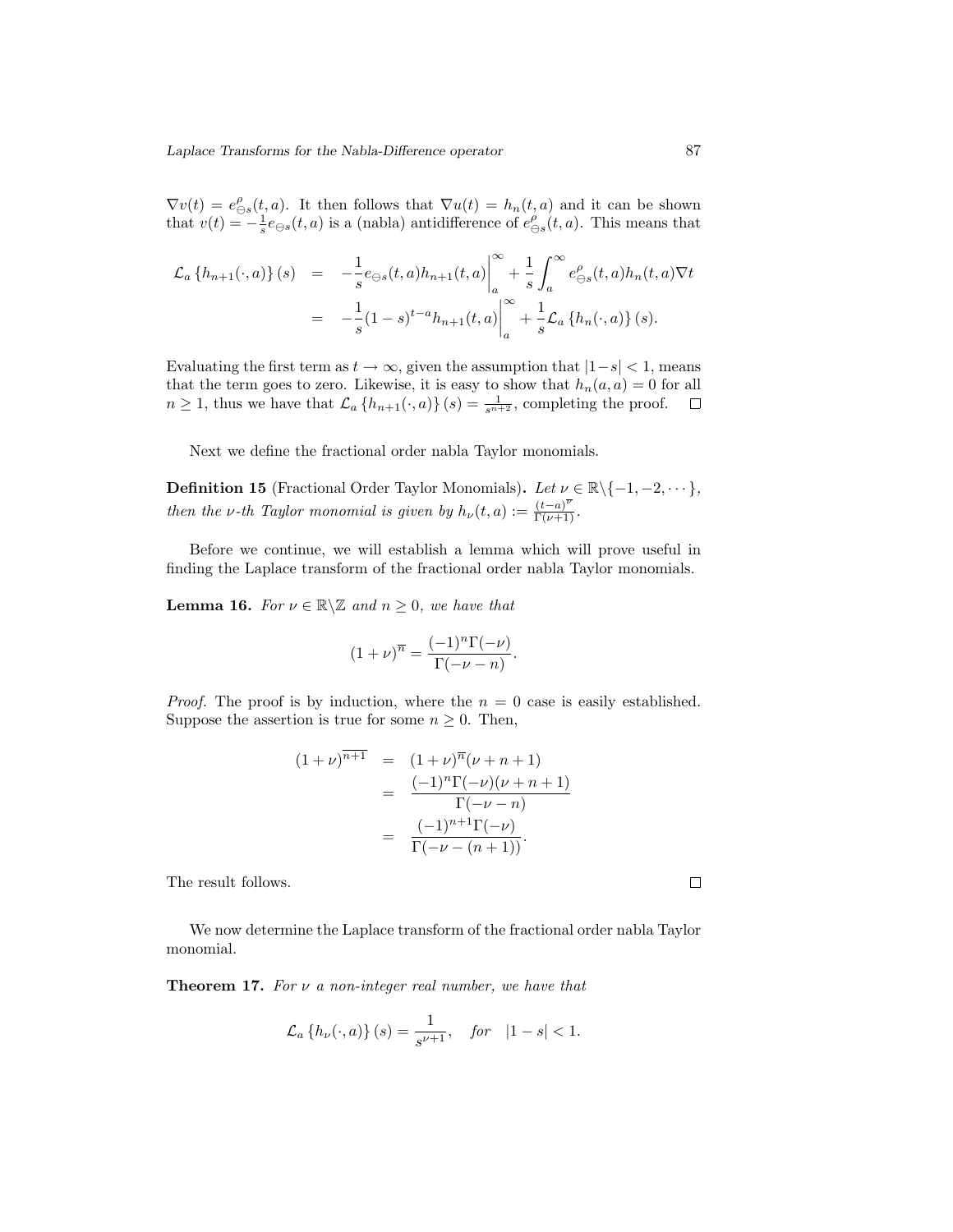$\nabla v(t) = e^{\rho}_{\ominus s}(t,a)$. It then follows that $\nabla u(t) = h_n(t,a)$ and it can be shown that $v(t) = -\frac{1}{s}e_{\ominus s}(t,a)$ is a (nabla) antidifference of $e^{\rho}_{\ominus s}(t,a)$. This means that

$$\begin{aligned}
\mathcal{L}_a\left\{h_{n+1}(\cdot,a)\right\}(s) &= -\frac{1}{s}e_{\ominus s}(t,a)h_{n+1}(t,a)\bigg|_a^{\infty} + \frac{1}{s}\int_a^{\infty} e^{\rho}_{\ominus s}(t,a)h_n(t,a)\nabla t \\
&= -\frac{1}{s}(1-s)^{t-a}h_{n+1}(t,a)\bigg|_a^{\infty} + \frac{1}{s}\mathcal{L}_a\left\{h_n(\cdot,a)\right\}(s).
\end{aligned}$$

Evaluating the first term as $t \to \infty$, given the assumption that $|1-s| < 1$, means that the term goes to zero. Likewise, it is easy to show that $h_n(a,a) = 0$ for all $n \geq 1$, thus we have that $\mathcal{L}_a\left\{h_{n+1}(\cdot,a)\right\}(s) = \frac{1}{s^{n+2}}$, completing the proof. □

Next we define the fractional order nabla Taylor monomials.

**Definition 15** (Fractional Order Taylor Monomials)**.** *Let $\nu \in \mathbb{R}\backslash\{-1,-2,\cdots\}$, then the $\nu$-th Taylor monomial is given by $h_\nu(t,a) := \frac{(t-a)^{\overline{\nu}}}{\Gamma(\nu+1)}$.*

Before we continue, we will establish a lemma which will prove useful in finding the Laplace transform of the fractional order nabla Taylor monomials.

**Lemma 16.** *For $\nu \in \mathbb{R}\backslash\mathbb{Z}$ and $n \geq 0$, we have that*

$$(1+\nu)^{\overline{n}} = \frac{(-1)^n\Gamma(-\nu)}{\Gamma(-\nu-n)}.$$

*Proof.* The proof is by induction, where the $n = 0$ case is easily established. Suppose the assertion is true for some $n \geq 0$. Then,

$$\begin{aligned}
(1+\nu)^{\overline{n+1}} &= (1+\nu)^{\overline{n}}(\nu+n+1) \\
&= \frac{(-1)^n\Gamma(-\nu)(\nu+n+1)}{\Gamma(-\nu-n)} \\
&= \frac{(-1)^{n+1}\Gamma(-\nu)}{\Gamma(-\nu-(n+1))}.
\end{aligned}$$

The result follows. □

We now determine the Laplace transform of the fractional order nabla Taylor monomial.

**Theorem 17.** *For $\nu$ a non-integer real number, we have that*

$$\mathcal{L}_a\left\{h_\nu(\cdot,a)\right\}(s) = \frac{1}{s^{\nu+1}}, \quad \text{for} \quad |1-s| < 1.$$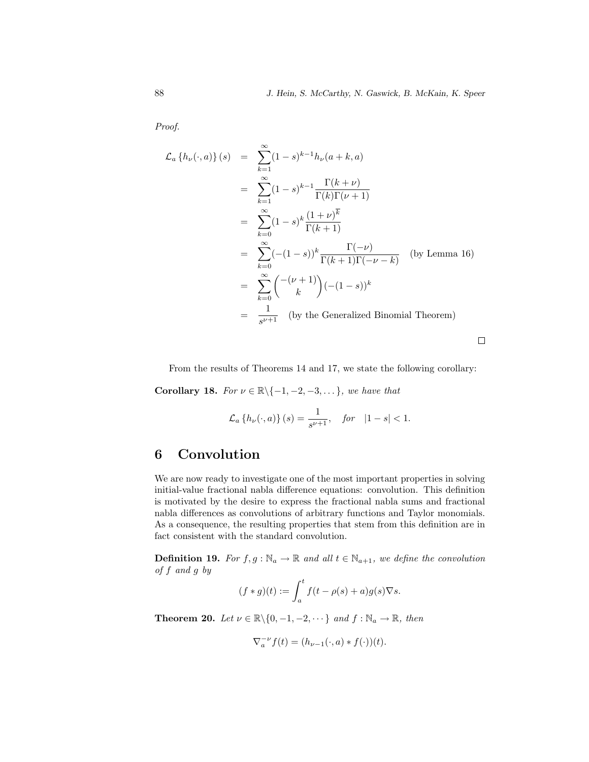*Proof.*

$$
\begin{aligned}
\mathcal{L}_a\left\{h_\nu(\cdot,a)\right\}(s) &= \sum_{k=1}^{\infty}(1-s)^{k-1}h_\nu(a+k,a) \\
&= \sum_{k=1}^{\infty}(1-s)^{k-1}\frac{\Gamma(k+\nu)}{\Gamma(k)\Gamma(\nu+1)} \\
&= \sum_{k=0}^{\infty}(1-s)^{k}\frac{(1+\nu)^{\overline{k}}}{\Gamma(k+1)} \\
&= \sum_{k=0}^{\infty}(-(1-s))^{k}\frac{\Gamma(-\nu)}{\Gamma(k+1)\Gamma(-\nu-k)} \quad \text{(by Lemma 16)} \\
&= \sum_{k=0}^{\infty}\binom{-(\nu+1)}{k}(-(1-s))^{k} \\
&= \frac{1}{s^{\nu+1}} \quad \text{(by the Generalized Binomial Theorem)}
\end{aligned}
$$

□

From the results of Theorems 14 and 17, we state the following corollary:

**Corollary 18.** *For $\nu \in \mathbb{R}\backslash\{-1,-2,-3,\dots\}$, we have that*

$$
\mathcal{L}_a\left\{h_\nu(\cdot,a)\right\}(s) = \frac{1}{s^{\nu+1}}, \quad \textit{for} \quad |1-s|<1.
$$

## 6 Convolution

We are now ready to investigate one of the most important properties in solving initial-value fractional nabla difference equations: convolution. This definition is motivated by the desire to express the fractional nabla sums and fractional nabla differences as convolutions of arbitrary functions and Taylor monomials. As a consequence, the resulting properties that stem from this definition are in fact consistent with the standard convolution.

**Definition 19.** *For $f, g : \mathbb{N}_a \to \mathbb{R}$ and all $t \in \mathbb{N}_{a+1}$, we define the convolution of $f$ and $g$ by*

$$
(f * g)(t) := \int_a^t f(t-\rho(s)+a)g(s)\nabla s.
$$

**Theorem 20.** *Let $\nu \in \mathbb{R}\backslash\{0,-1,-2,\cdots\}$ and $f : \mathbb{N}_a \to \mathbb{R}$, then*

$$
\nabla_a^{-\nu}f(t) = (h_{\nu-1}(\cdot,a) * f(\cdot))(t).
$$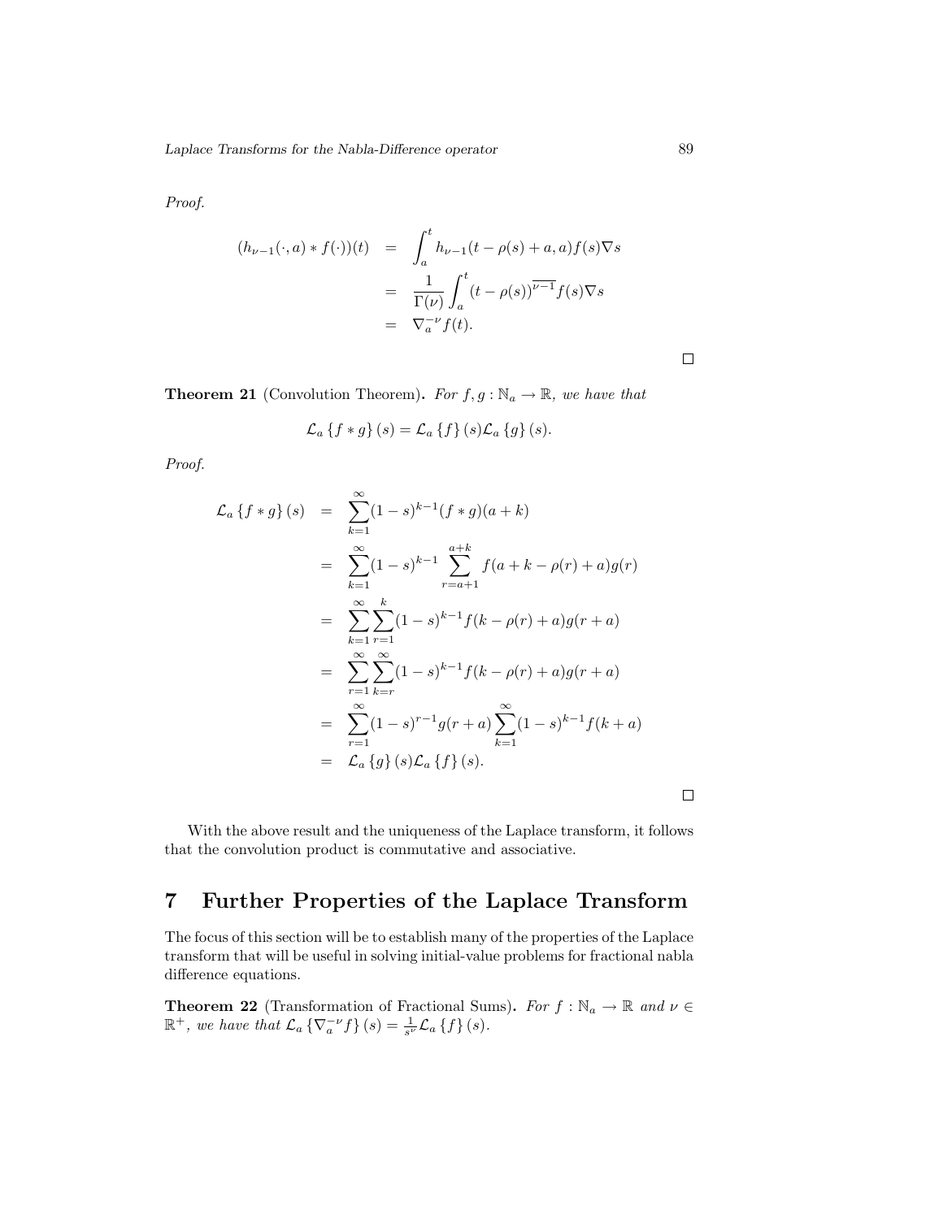*Proof.*

$$
\begin{aligned}
(h_{\nu-1}(\cdot,a) * f(\cdot))(t) &= \int_a^t h_{\nu-1}(t-\rho(s)+a,a) f(s)\nabla s \\
&= \frac{1}{\Gamma(\nu)} \int_a^t (t-\rho(s))^{\overline{\nu-1}} f(s)\nabla s \\
&= \nabla_a^{-\nu} f(t).
\end{aligned}
$$

□

**Theorem 21** (Convolution Theorem)**.** *For $f, g : \mathbb{N}_a \to \mathbb{R}$, we have that*

$$
\mathcal{L}_a \{f * g\}(s) = \mathcal{L}_a \{f\}(s) \mathcal{L}_a \{g\}(s).
$$

*Proof.*

$$
\begin{aligned}
\mathcal{L}_a \{f * g\}(s) &= \sum_{k=1}^{\infty} (1-s)^{k-1} (f * g)(a+k) \\
&= \sum_{k=1}^{\infty} (1-s)^{k-1} \sum_{r=a+1}^{a+k} f(a+k-\rho(r)+a) g(r) \\
&= \sum_{k=1}^{\infty} \sum_{r=1}^{k} (1-s)^{k-1} f(k-\rho(r)+a) g(r+a) \\
&= \sum_{r=1}^{\infty} \sum_{k=r}^{\infty} (1-s)^{k-1} f(k-\rho(r)+a) g(r+a) \\
&= \sum_{r=1}^{\infty} (1-s)^{r-1} g(r+a) \sum_{k=1}^{\infty} (1-s)^{k-1} f(k+a) \\
&= \mathcal{L}_a \{g\}(s) \mathcal{L}_a \{f\}(s).
\end{aligned}
$$

□

With the above result and the uniqueness of the Laplace transform, it follows that the convolution product is commutative and associative.

# 7 Further Properties of the Laplace Transform

The focus of this section will be to establish many of the properties of the Laplace transform that will be useful in solving initial-value problems for fractional nabla difference equations.

**Theorem 22** (Transformation of Fractional Sums)**.** *For $f : \mathbb{N}_a \to \mathbb{R}$ and $\nu \in \mathbb{R}^+$, we have that $\mathcal{L}_a \{\nabla_a^{-\nu} f\}(s) = \frac{1}{s^\nu} \mathcal{L}_a \{f\}(s)$.*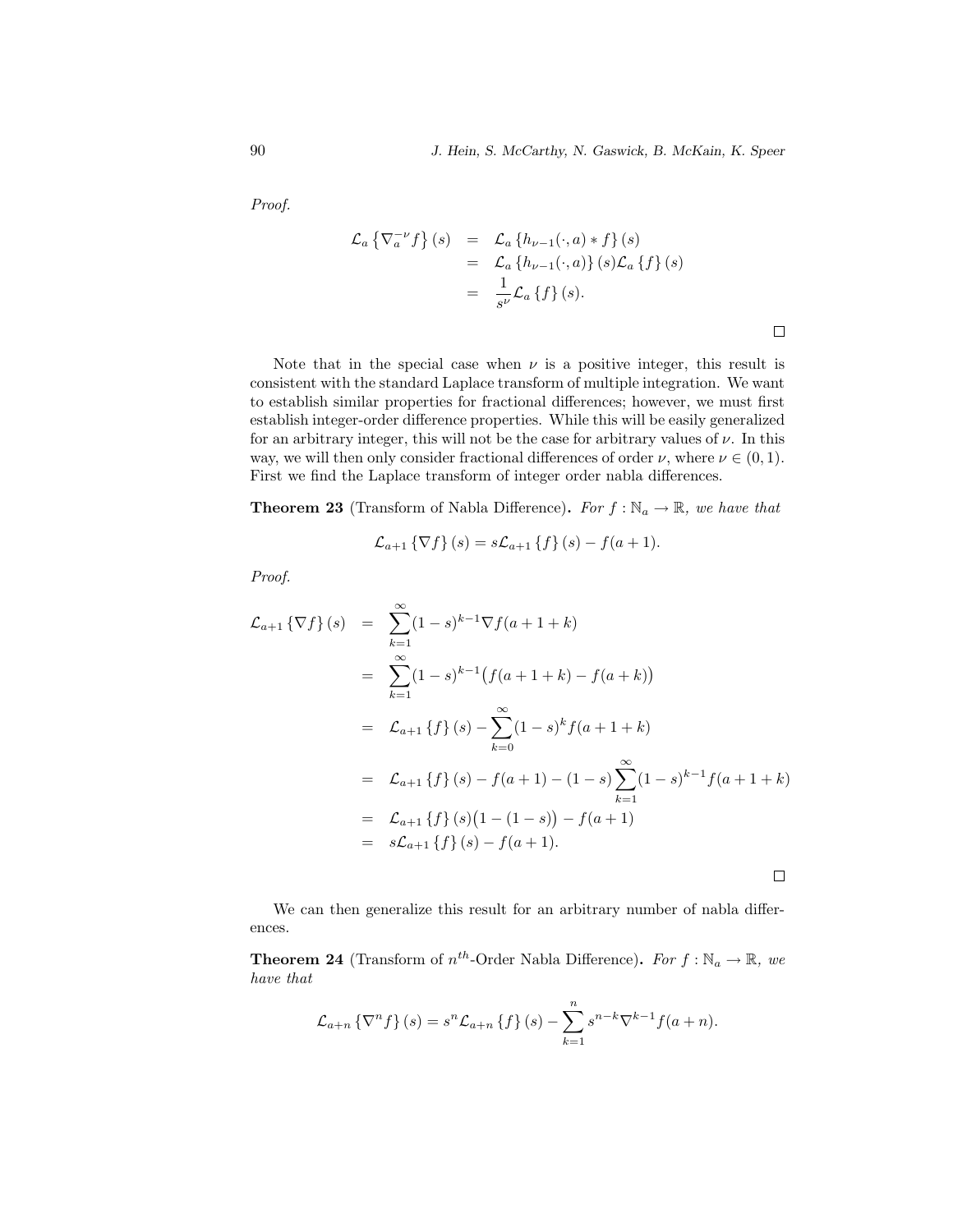*Proof.*

$$
\begin{aligned}
\mathcal{L}_a\left\{\nabla_a^{-\nu} f\right\}(s) &= \mathcal{L}_a\left\{h_{\nu-1}(\cdot,a) * f\right\}(s) \\
&= \mathcal{L}_a\left\{h_{\nu-1}(\cdot,a)\right\}(s)\mathcal{L}_a\left\{f\right\}(s) \\
&= \frac{1}{s^\nu}\mathcal{L}_a\left\{f\right\}(s).
\end{aligned}
$$

□

Note that in the special case when $\nu$ is a positive integer, this result is consistent with the standard Laplace transform of multiple integration. We want to establish similar properties for fractional differences; however, we must first establish integer-order difference properties. While this will be easily generalized for an arbitrary integer, this will not be the case for arbitrary values of $\nu$. In this way, we will then only consider fractional differences of order $\nu$, where $\nu \in (0,1)$. First we find the Laplace transform of integer order nabla differences.

**Theorem 23** (Transform of Nabla Difference)**.** *For $f : \mathbb{N}_a \to \mathbb{R}$, we have that*

$$
\mathcal{L}_{a+1}\left\{\nabla f\right\}(s) = s\mathcal{L}_{a+1}\left\{f\right\}(s) - f(a+1).
$$

*Proof.*

$$
\begin{aligned}
\mathcal{L}_{a+1}\left\{\nabla f\right\}(s) &= \sum_{k=1}^{\infty}(1-s)^{k-1}\nabla f(a+1+k) \\
&= \sum_{k=1}^{\infty}(1-s)^{k-1}\big(f(a+1+k) - f(a+k)\big) \\
&= \mathcal{L}_{a+1}\left\{f\right\}(s) - \sum_{k=0}^{\infty}(1-s)^{k} f(a+1+k) \\
&= \mathcal{L}_{a+1}\left\{f\right\}(s) - f(a+1) - (1-s)\sum_{k=1}^{\infty}(1-s)^{k-1} f(a+1+k) \\
&= \mathcal{L}_{a+1}\left\{f\right\}(s)\big(1-(1-s)\big) - f(a+1) \\
&= s\mathcal{L}_{a+1}\left\{f\right\}(s) - f(a+1).
\end{aligned}
$$

□

We can then generalize this result for an arbitrary number of nabla differences.

**Theorem 24** (Transform of $n^{th}$-Order Nabla Difference)**.** *For $f : \mathbb{N}_a \to \mathbb{R}$, we have that*

$$
\mathcal{L}_{a+n}\left\{\nabla^n f\right\}(s) = s^n\mathcal{L}_{a+n}\left\{f\right\}(s) - \sum_{k=1}^{n} s^{n-k}\nabla^{k-1} f(a+n).
$$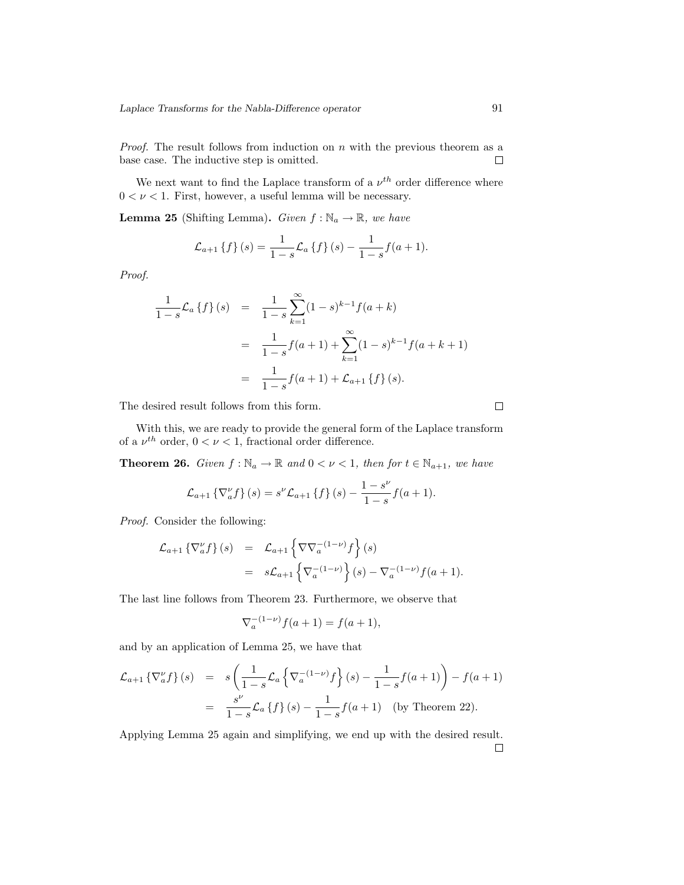*Proof.* The result follows from induction on $n$ with the previous theorem as a base case. The inductive step is omitted. $\square$

We next want to find the Laplace transform of a $\nu^{th}$ order difference where $0 < \nu < 1$. First, however, a useful lemma will be necessary.

**Lemma 25** (Shifting Lemma)**.** *Given $f : \mathbb{N}_a \to \mathbb{R}$, we have*

$$\mathcal{L}_{a+1}\left\{f\right\}(s) = \frac{1}{1-s}\mathcal{L}_a\left\{f\right\}(s) - \frac{1}{1-s}f(a+1).$$

*Proof.*

$$\begin{aligned}
\frac{1}{1-s}\mathcal{L}_a\left\{f\right\}(s) &= \frac{1}{1-s}\sum_{k=1}^{\infty}(1-s)^{k-1}f(a+k) \\
&= \frac{1}{1-s}f(a+1) + \sum_{k=1}^{\infty}(1-s)^{k-1}f(a+k+1) \\
&= \frac{1}{1-s}f(a+1) + \mathcal{L}_{a+1}\left\{f\right\}(s).
\end{aligned}$$

The desired result follows from this form. $\square$

With this, we are ready to provide the general form of the Laplace transform of a $\nu^{th}$ order, $0 < \nu < 1$, fractional order difference.

**Theorem 26.** *Given $f : \mathbb{N}_a \to \mathbb{R}$ and $0 < \nu < 1$, then for $t \in \mathbb{N}_{a+1}$, we have*

$$\mathcal{L}_{a+1}\left\{\nabla_a^{\nu}f\right\}(s) = s^{\nu}\mathcal{L}_{a+1}\left\{f\right\}(s) - \frac{1-s^{\nu}}{1-s}f(a+1).$$

*Proof.* Consider the following:

$$\begin{aligned}
\mathcal{L}_{a+1}\left\{\nabla_a^{\nu}f\right\}(s) &= \mathcal{L}_{a+1}\left\{\nabla\nabla_a^{-(1-\nu)}f\right\}(s) \\
&= s\mathcal{L}_{a+1}\left\{\nabla_a^{-(1-\nu)}\right\}(s) - \nabla_a^{-(1-\nu)}f(a+1).
\end{aligned}$$

The last line follows from Theorem 23. Furthermore, we observe that

$$\nabla_a^{-(1-\nu)}f(a+1) = f(a+1),$$

and by an application of Lemma 25, we have that

$$\begin{aligned}
\mathcal{L}_{a+1}\left\{\nabla_a^{\nu}f\right\}(s) &= s\left(\frac{1}{1-s}\mathcal{L}_a\left\{\nabla_a^{-(1-\nu)}f\right\}(s) - \frac{1}{1-s}f(a+1)\right) - f(a+1) \\
&= \frac{s^{\nu}}{1-s}\mathcal{L}_a\left\{f\right\}(s) - \frac{1}{1-s}f(a+1) \quad \text{(by Theorem 22)}.
\end{aligned}$$

Applying Lemma 25 again and simplifying, we end up with the desired result. $\square$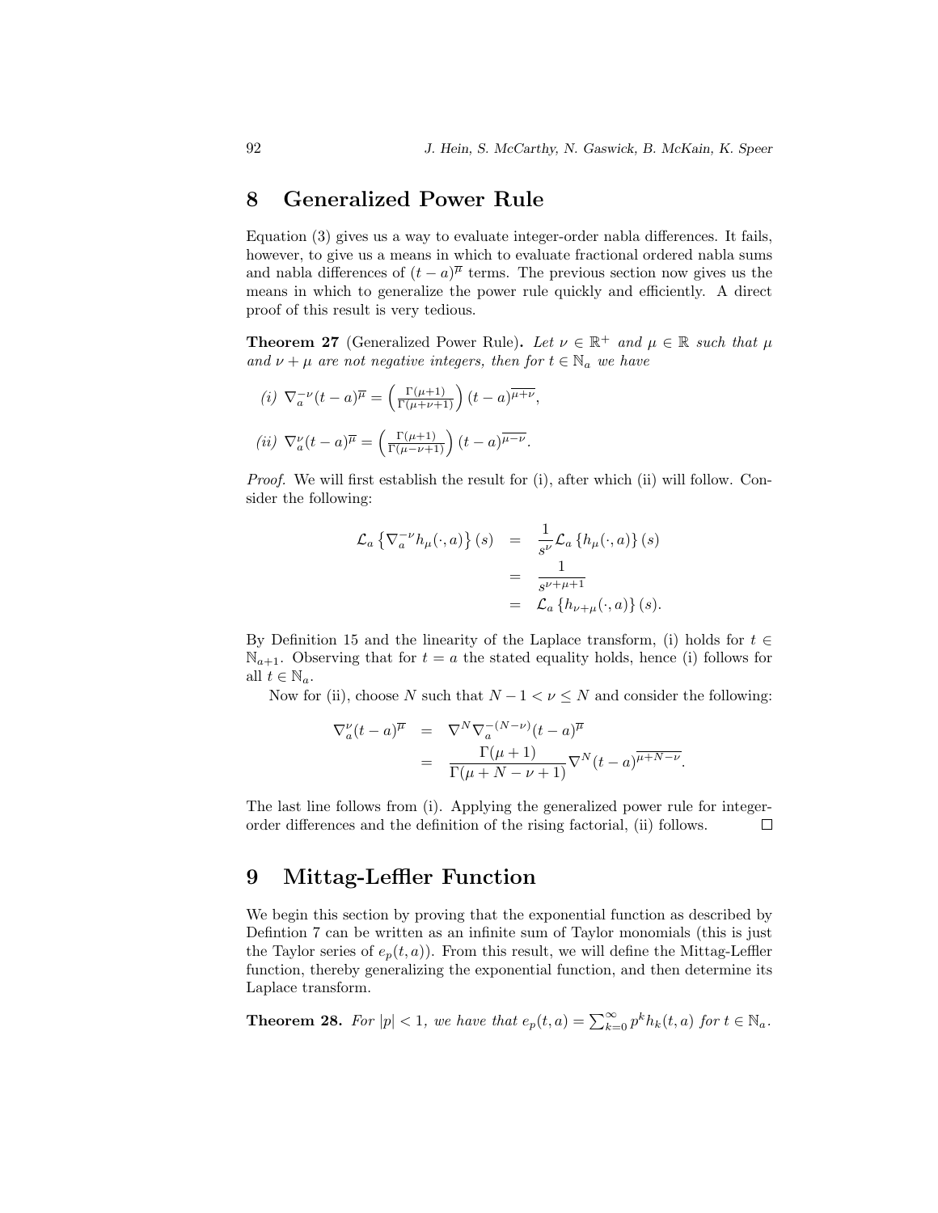## 8 Generalized Power Rule

Equation (3) gives us a way to evaluate integer-order nabla differences. It fails, however, to give us a means in which to evaluate fractional ordered nabla sums and nabla differences of $(t-a)^{\overline{\mu}}$ terms. The previous section now gives us the means in which to generalize the power rule quickly and efficiently. A direct proof of this result is very tedious.

**Theorem 27** (Generalized Power Rule)**.** *Let $\nu \in \mathbb{R}^+$ and $\mu \in \mathbb{R}$ such that $\mu$ and $\nu + \mu$ are not negative integers, then for $t \in \mathbb{N}_a$ we have*

*(i)* $\nabla_a^{-\nu}(t-a)^{\overline{\mu}} = \left(\frac{\Gamma(\mu+1)}{\Gamma(\mu+\nu+1)}\right)(t-a)^{\overline{\mu+\nu}}$,

*(ii)* $\nabla_a^{\nu}(t-a)^{\overline{\mu}} = \left(\frac{\Gamma(\mu+1)}{\Gamma(\mu-\nu+1)}\right)(t-a)^{\overline{\mu-\nu}}$.

*Proof.* We will first establish the result for (i), after which (ii) will follow. Consider the following:

$$
\begin{aligned}
\mathcal{L}_a\left\{\nabla_a^{-\nu}h_\mu(\cdot,a)\right\}(s) &= \frac{1}{s^\nu}\mathcal{L}_a\left\{h_\mu(\cdot,a)\right\}(s) \\
&= \frac{1}{s^{\nu+\mu+1}} \\
&= \mathcal{L}_a\left\{h_{\nu+\mu}(\cdot,a)\right\}(s).
\end{aligned}
$$

By Definition 15 and the linearity of the Laplace transform, (i) holds for $t \in \mathbb{N}_{a+1}$. Observing that for $t = a$ the stated equality holds, hence (i) follows for all $t \in \mathbb{N}_a$.

Now for (ii), choose $N$ such that $N-1 < \nu \leq N$ and consider the following:

$$
\begin{aligned}
\nabla_a^{\nu}(t-a)^{\overline{\mu}} &= \nabla^N \nabla_a^{-(N-\nu)}(t-a)^{\overline{\mu}} \\
&= \frac{\Gamma(\mu+1)}{\Gamma(\mu+N-\nu+1)}\nabla^N (t-a)^{\overline{\mu+N-\nu}}.
\end{aligned}
$$

The last line follows from (i). Applying the generalized power rule for integer-order differences and the definition of the rising factorial, (ii) follows. ☐

## 9 Mittag-Leffler Function

We begin this section by proving that the exponential function as described by Defintion 7 can be written as an infinite sum of Taylor monomials (this is just the Taylor series of $e_p(t,a)$). From this result, we will define the Mittag-Leffler function, thereby generalizing the exponential function, and then determine its Laplace transform.

**Theorem 28.** *For $|p| < 1$, we have that $e_p(t,a) = \sum_{k=0}^{\infty} p^k h_k(t,a)$ for $t \in \mathbb{N}_a$.*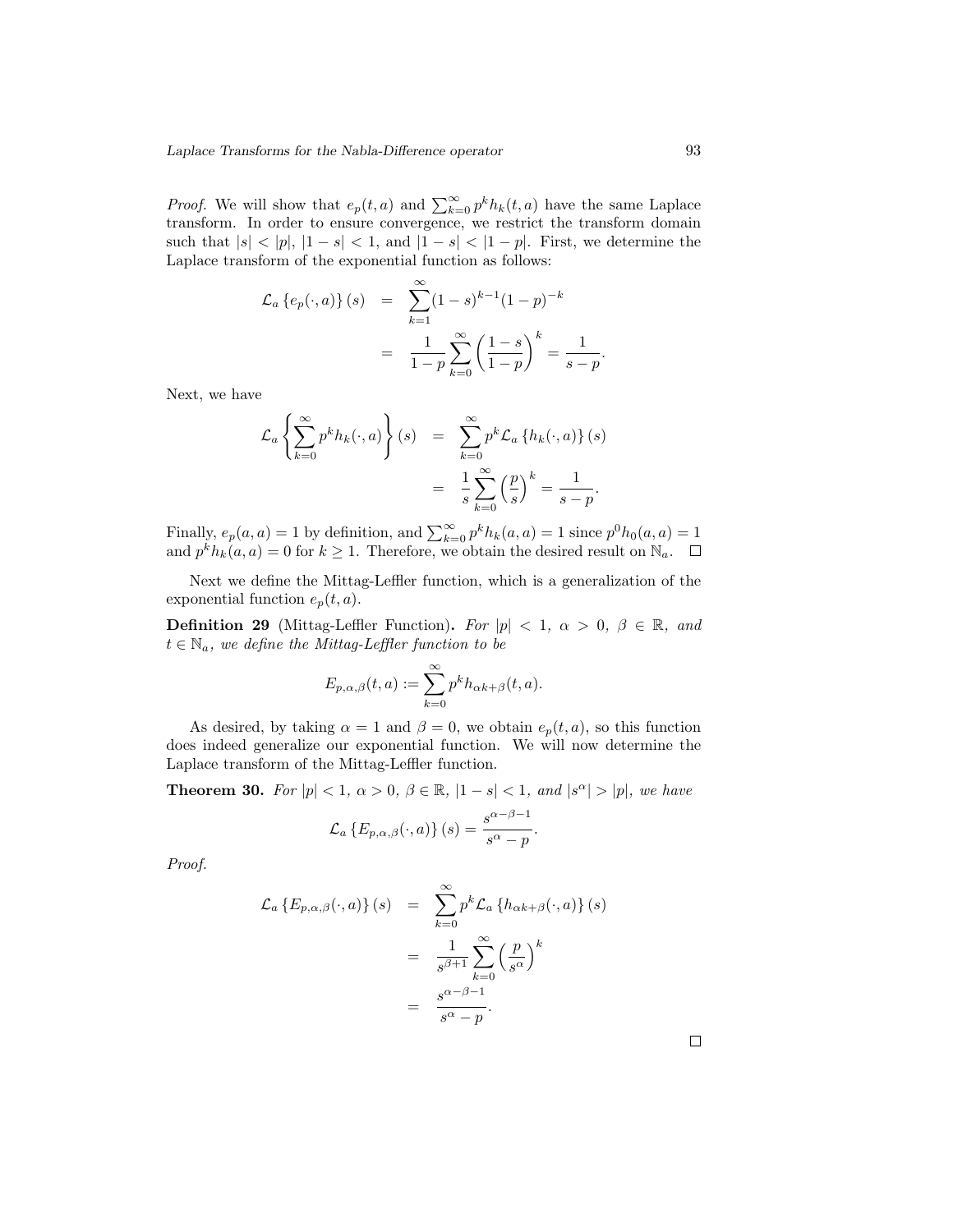*Proof.* We will show that $e_p(t,a)$ and $\sum_{k=0}^{\infty} p^k h_k(t,a)$ have the same Laplace transform. In order to ensure convergence, we restrict the transform domain such that $|s| < |p|$, $|1-s| < 1$, and $|1-s| < |1-p|$. First, we determine the Laplace transform of the exponential function as follows:

$$
\begin{aligned}
\mathcal{L}_a \{e_p(\cdot,a)\}(s) &= \sum_{k=1}^{\infty} (1-s)^{k-1}(1-p)^{-k} \\
&= \frac{1}{1-p} \sum_{k=0}^{\infty} \left(\frac{1-s}{1-p}\right)^k = \frac{1}{s-p}.
\end{aligned}
$$

Next, we have

$$
\begin{aligned}
\mathcal{L}_a \left\{ \sum_{k=0}^{\infty} p^k h_k(\cdot,a) \right\}(s) &= \sum_{k=0}^{\infty} p^k \mathcal{L}_a \{h_k(\cdot,a)\}(s) \\
&= \frac{1}{s} \sum_{k=0}^{\infty} \left(\frac{p}{s}\right)^k = \frac{1}{s-p}.
\end{aligned}
$$

Finally, $e_p(a,a) = 1$ by definition, and $\sum_{k=0}^{\infty} p^k h_k(a,a) = 1$ since $p^0 h_0(a,a) = 1$ and $p^k h_k(a,a) = 0$ for $k \geq 1$. Therefore, we obtain the desired result on $\mathbb{N}_a$. □

Next we define the Mittag-Leffler function, which is a generalization of the exponential function $e_p(t,a)$.

**Definition 29** (Mittag-Leffler Function)**.** *For $|p| < 1$, $\alpha > 0$, $\beta \in \mathbb{R}$, and $t \in \mathbb{N}_a$, we define the Mittag-Leffler function to be*

$$
E_{p,\alpha,\beta}(t,a) := \sum_{k=0}^{\infty} p^k h_{\alpha k + \beta}(t,a).
$$

As desired, by taking $\alpha = 1$ and $\beta = 0$, we obtain $e_p(t,a)$, so this function does indeed generalize our exponential function. We will now determine the Laplace transform of the Mittag-Leffler function.

**Theorem 30.** *For $|p| < 1$, $\alpha > 0$, $\beta \in \mathbb{R}$, $|1-s| < 1$, and $|s^\alpha| > |p|$, we have*

$$
\mathcal{L}_a \{E_{p,\alpha,\beta}(\cdot,a)\}(s) = \frac{s^{\alpha-\beta-1}}{s^\alpha - p}.
$$

*Proof.*

$$
\begin{aligned}
\mathcal{L}_a \{E_{p,\alpha,\beta}(\cdot,a)\}(s) &= \sum_{k=0}^{\infty} p^k \mathcal{L}_a \{h_{\alpha k+\beta}(\cdot,a)\}(s) \\
&= \frac{1}{s^{\beta+1}} \sum_{k=0}^{\infty} \left(\frac{p}{s^\alpha}\right)^k \\
&= \frac{s^{\alpha-\beta-1}}{s^\alpha - p}.
\end{aligned}
$$

□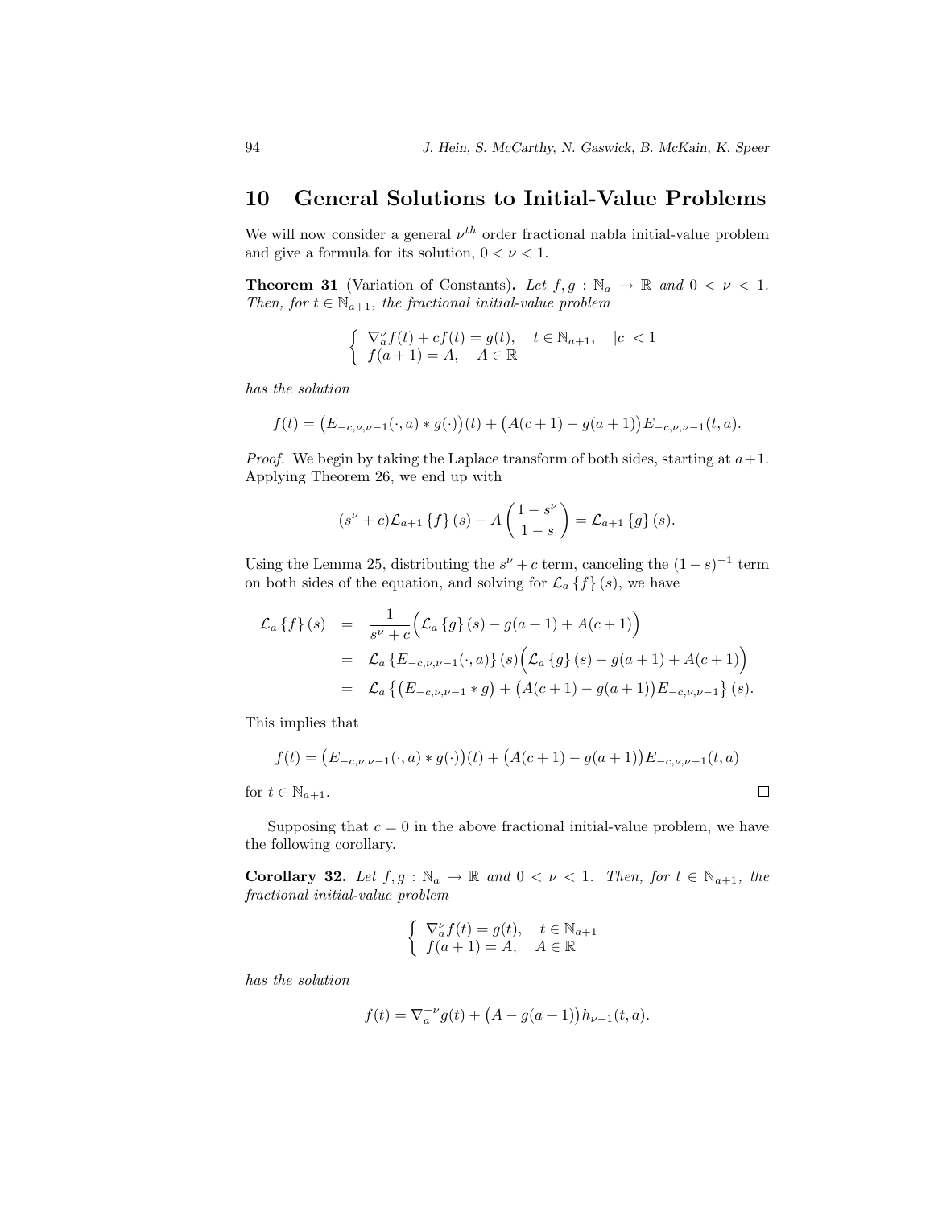## 10 General Solutions to Initial-Value Problems

We will now consider a general $\nu^{th}$ order fractional nabla initial-value problem and give a formula for its solution, $0 < \nu < 1$.

**Theorem 31** (Variation of Constants)**.** *Let $f, g : \mathbb{N}_a \to \mathbb{R}$ and $0 < \nu < 1$. Then, for $t \in \mathbb{N}_{a+1}$, the fractional initial-value problem*

$$\begin{cases} \nabla_a^\nu f(t) + cf(t) = g(t), & t \in \mathbb{N}_{a+1}, \quad |c| < 1 \\ f(a+1) = A, & A \in \mathbb{R} \end{cases}$$

*has the solution*

$$f(t) = \big(E_{-c,\nu,\nu-1}(\cdot, a) * g(\cdot)\big)(t) + \big(A(c+1) - g(a+1)\big)E_{-c,\nu,\nu-1}(t, a).$$

*Proof.* We begin by taking the Laplace transform of both sides, starting at $a+1$. Applying Theorem 26, we end up with

$$(s^\nu + c)\mathcal{L}_{a+1}\{f\}(s) - A\left(\frac{1 - s^\nu}{1 - s}\right) = \mathcal{L}_{a+1}\{g\}(s).$$

Using the Lemma 25, distributing the $s^\nu + c$ term, canceling the $(1-s)^{-1}$ term on both sides of the equation, and solving for $\mathcal{L}_a\{f\}(s)$, we have

$$\begin{aligned}
\mathcal{L}_a\{f\}(s) &= \frac{1}{s^\nu + c}\Big(\mathcal{L}_a\{g\}(s) - g(a+1) + A(c+1)\Big) \\
&= \mathcal{L}_a\{E_{-c,\nu,\nu-1}(\cdot, a)\}(s)\Big(\mathcal{L}_a\{g\}(s) - g(a+1) + A(c+1)\Big) \\
&= \mathcal{L}_a\Big\{\big(E_{-c,\nu,\nu-1} * g\big) + \big(A(c+1) - g(a+1)\big)E_{-c,\nu,\nu-1}\Big\}(s).
\end{aligned}$$

This implies that

$$f(t) = \big(E_{-c,\nu,\nu-1}(\cdot, a) * g(\cdot)\big)(t) + \big(A(c+1) - g(a+1)\big)E_{-c,\nu,\nu-1}(t, a)$$

for $t \in \mathbb{N}_{a+1}$. $\square$

Supposing that $c = 0$ in the above fractional initial-value problem, we have the following corollary.

**Corollary 32.** *Let $f, g : \mathbb{N}_a \to \mathbb{R}$ and $0 < \nu < 1$. Then, for $t \in \mathbb{N}_{a+1}$, the fractional initial-value problem*

$$\begin{cases} \nabla_a^\nu f(t) = g(t), & t \in \mathbb{N}_{a+1} \\ f(a+1) = A, & A \in \mathbb{R} \end{cases}$$

*has the solution*

$$f(t) = \nabla_a^{-\nu} g(t) + \big(A - g(a+1)\big)h_{\nu-1}(t, a).$$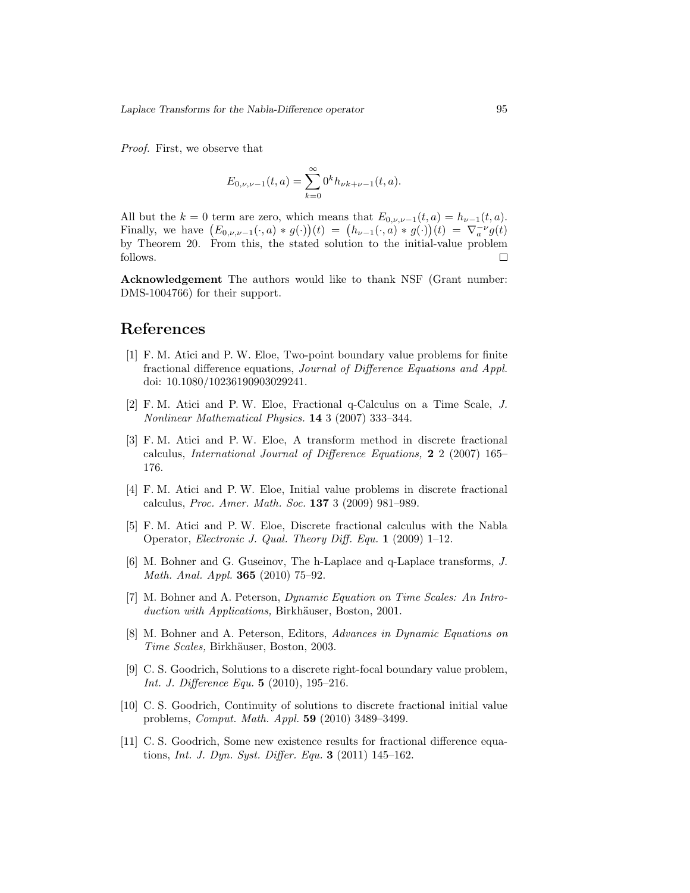*Proof.* First, we observe that

$$E_{0,\nu,\nu-1}(t,a) = \sum_{k=0}^{\infty} 0^k h_{\nu k+\nu-1}(t,a).$$

All but the $k = 0$ term are zero, which means that $E_{0,\nu,\nu-1}(t,a) = h_{\nu-1}(t,a)$. Finally, we have $\big(E_{0,\nu,\nu-1}(\cdot,a) * g(\cdot)\big)(t) = \big(h_{\nu-1}(\cdot,a) * g(\cdot)\big)(t) = \nabla_a^{-\nu} g(t)$ by Theorem 20. From this, the stated solution to the initial-value problem follows. $\square$

**Acknowledgement** The authors would like to thank NSF (Grant number: DMS-1004766) for their support.

# References

[1] F. M. Atici and P. W. Eloe, Two-point boundary value problems for finite fractional difference equations, *Journal of Difference Equations and Appl.* doi: 10.1080/10236190903029241.

[2] F. M. Atici and P. W. Eloe, Fractional q-Calculus on a Time Scale, *J. Nonlinear Mathematical Physics.* **14** 3 (2007) 333–344.

[3] F. M. Atici and P. W. Eloe, A transform method in discrete fractional calculus, *International Journal of Difference Equations,* **2** 2 (2007) 165–176.

[4] F. M. Atici and P. W. Eloe, Initial value problems in discrete fractional calculus, *Proc. Amer. Math. Soc.* **137** 3 (2009) 981–989.

[5] F. M. Atici and P. W. Eloe, Discrete fractional calculus with the Nabla Operator, *Electronic J. Qual. Theory Diff. Equ.* **1** (2009) 1–12.

[6] M. Bohner and G. Guseinov, The h-Laplace and q-Laplace transforms, *J. Math. Anal. Appl.* **365** (2010) 75–92.

[7] M. Bohner and A. Peterson, *Dynamic Equation on Time Scales: An Introduction with Applications,* Birkhäuser, Boston, 2001.

[8] M. Bohner and A. Peterson, Editors, *Advances in Dynamic Equations on Time Scales,* Birkhäuser, Boston, 2003.

[9] C. S. Goodrich, Solutions to a discrete right-focal boundary value problem, *Int. J. Difference Equ.* **5** (2010), 195–216.

[10] C. S. Goodrich, Continuity of solutions to discrete fractional initial value problems, *Comput. Math. Appl.* **59** (2010) 3489–3499.

[11] C. S. Goodrich, Some new existence results for fractional difference equations, *Int. J. Dyn. Syst. Differ. Equ.* **3** (2011) 145–162.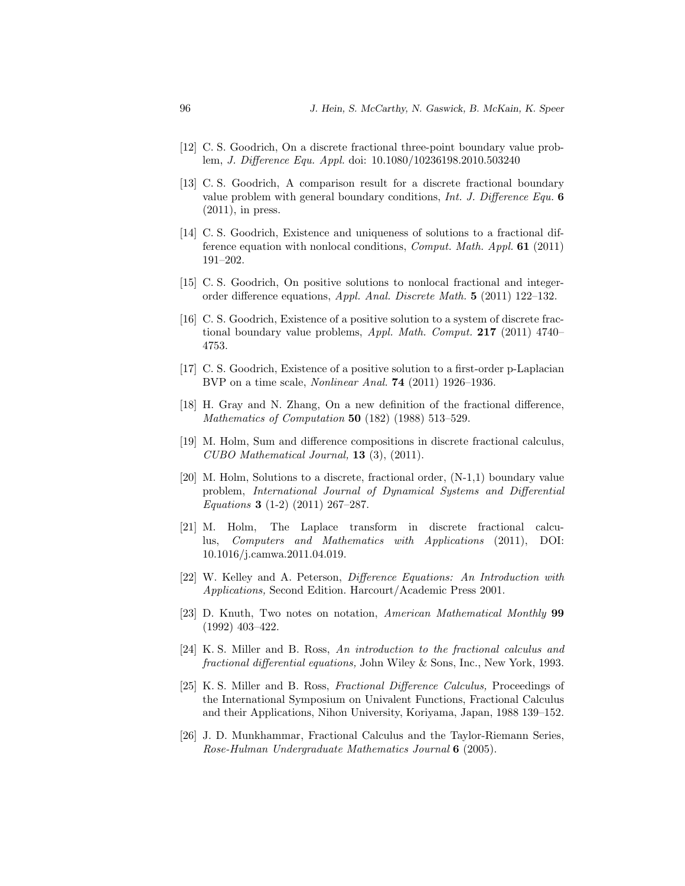[12] C. S. Goodrich, On a discrete fractional three-point boundary value problem, *J. Difference Equ. Appl.* doi: 10.1080/10236198.2010.503240

[13] C. S. Goodrich, A comparison result for a discrete fractional boundary value problem with general boundary conditions, *Int. J. Difference Equ.* **6** (2011), in press.

[14] C. S. Goodrich, Existence and uniqueness of solutions to a fractional difference equation with nonlocal conditions, *Comput. Math. Appl.* **61** (2011) 191–202.

[15] C. S. Goodrich, On positive solutions to nonlocal fractional and integer-order difference equations, *Appl. Anal. Discrete Math.* **5** (2011) 122–132.

[16] C. S. Goodrich, Existence of a positive solution to a system of discrete fractional boundary value problems, *Appl. Math. Comput.* **217** (2011) 4740–4753.

[17] C. S. Goodrich, Existence of a positive solution to a first-order p-Laplacian BVP on a time scale, *Nonlinear Anal.* **74** (2011) 1926–1936.

[18] H. Gray and N. Zhang, On a new definition of the fractional difference, *Mathematics of Computation* **50** (182) (1988) 513–529.

[19] M. Holm, Sum and difference compositions in discrete fractional calculus, *CUBO Mathematical Journal,* **13** (3), (2011).

[20] M. Holm, Solutions to a discrete, fractional order, (N-1,1) boundary value problem, *International Journal of Dynamical Systems and Differential Equations* **3** (1-2) (2011) 267–287.

[21] M. Holm, The Laplace transform in discrete fractional calculus, *Computers and Mathematics with Applications* (2011), DOI: 10.1016/j.camwa.2011.04.019.

[22] W. Kelley and A. Peterson, *Difference Equations: An Introduction with Applications,* Second Edition. Harcourt/Academic Press 2001.

[23] D. Knuth, Two notes on notation, *American Mathematical Monthly* **99** (1992) 403–422.

[24] K. S. Miller and B. Ross, *An introduction to the fractional calculus and fractional differential equations,* John Wiley & Sons, Inc., New York, 1993.

[25] K. S. Miller and B. Ross, *Fractional Difference Calculus,* Proceedings of the International Symposium on Univalent Functions, Fractional Calculus and their Applications, Nihon University, Koriyama, Japan, 1988 139–152.

[26] J. D. Munkhammar, Fractional Calculus and the Taylor-Riemann Series, *Rose-Hulman Undergraduate Mathematics Journal* **6** (2005).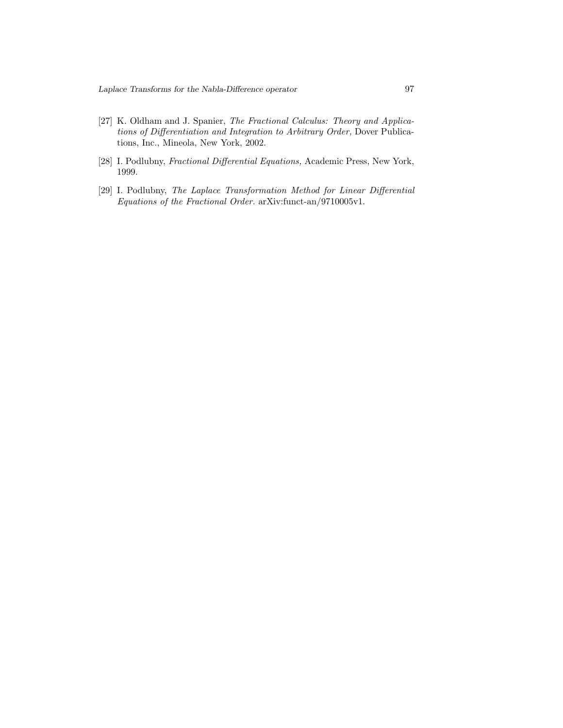[27] K. Oldham and J. Spanier, *The Fractional Calculus: Theory and Applications of Differentiation and Integration to Arbitrary Order,* Dover Publications, Inc., Mineola, New York, 2002.

[28] I. Podlubny, *Fractional Differential Equations,* Academic Press, New York, 1999.

[29] I. Podlubny, *The Laplace Transformation Method for Linear Differential Equations of the Fractional Order*. arXiv:funct-an/9710005v1.